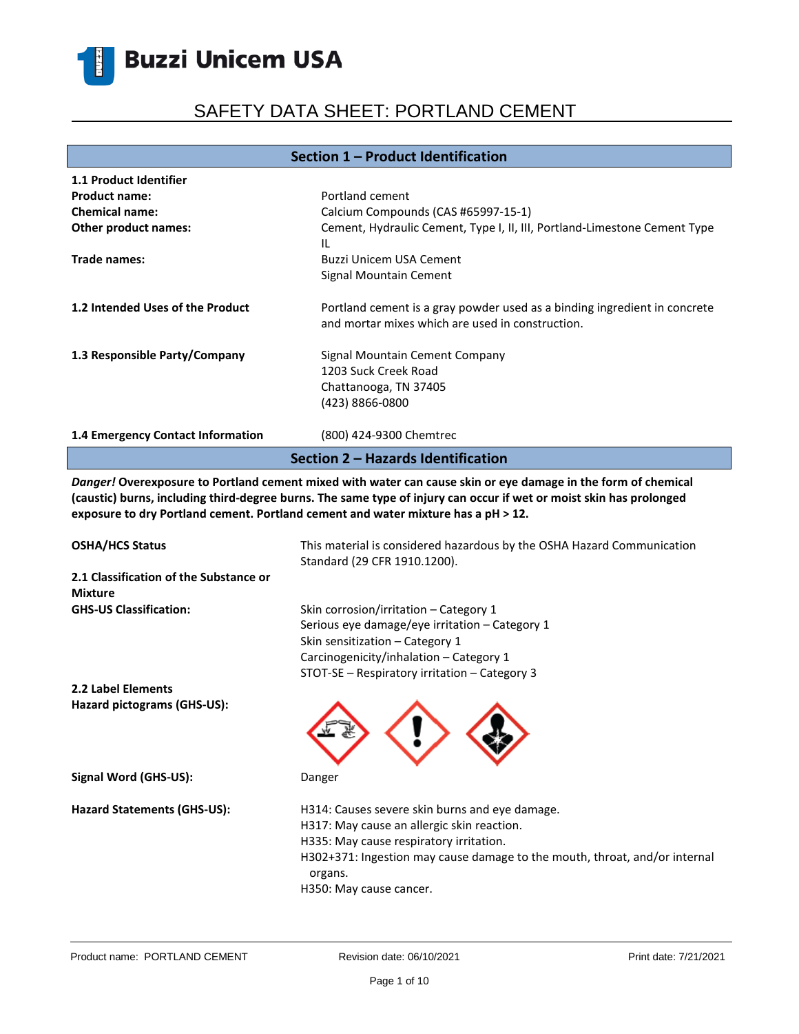Buzzi Unicem USA

# SAFETY DATA SHEET: PORTLAND CEMENT

## Section 1 – Product Identification

| | |
|---|---|
| **1.1 Product Identifier** | |
| **Product name:** | Portland cement |
| **Chemical name:** | Calcium Compounds (CAS #65997-15-1) |
| **Other product names:** | Cement, Hydraulic Cement, Type I, II, III, Portland-Limestone Cement Type IL |
| **Trade names:** | Buzzi Unicem USA Cement<br>Signal Mountain Cement |
| **1.2 Intended Uses of the Product** | Portland cement is a gray powder used as a binding ingredient in concrete and mortar mixes which are used in construction. |
| **1.3 Responsible Party/Company** | Signal Mountain Cement Company<br>1203 Suck Creek Road<br>Chattanooga, TN 37405<br>(423) 8866-0800 |
| **1.4 Emergency Contact Information** | (800) 424-9300 Chemtrec |

## Section 2 – Hazards Identification

***Danger!* Overexposure to Portland cement mixed with water can cause skin or eye damage in the form of chemical (caustic) burns, including third-degree burns. The same type of injury can occur if wet or moist skin has prolonged exposure to dry Portland cement. Portland cement and water mixture has a pH > 12.**

| | |
|---|---|
| **OSHA/HCS Status** | This material is considered hazardous by the OSHA Hazard Communication Standard (29 CFR 1910.1200). |
| **2.1 Classification of the Substance or Mixture** | |
| **GHS-US Classification:** | Skin corrosion/irritation – Category 1<br>Serious eye damage/eye irritation – Category 1<br>Skin sensitization – Category 1<br>Carcinogenicity/inhalation – Category 1<br>STOT-SE – Respiratory irritation – Category 3 |
| **2.2 Label Elements** | |
| **Hazard pictograms (GHS-US):** | |
| **Signal Word (GHS-US):** | Danger |
| **Hazard Statements (GHS-US):** | H314: Causes severe skin burns and eye damage.<br>H317: May cause an allergic skin reaction.<br>H335: May cause respiratory irritation.<br>H302+371: Ingestion may cause damage to the mouth, throat, and/or internal organs.<br>H350: May cause cancer. |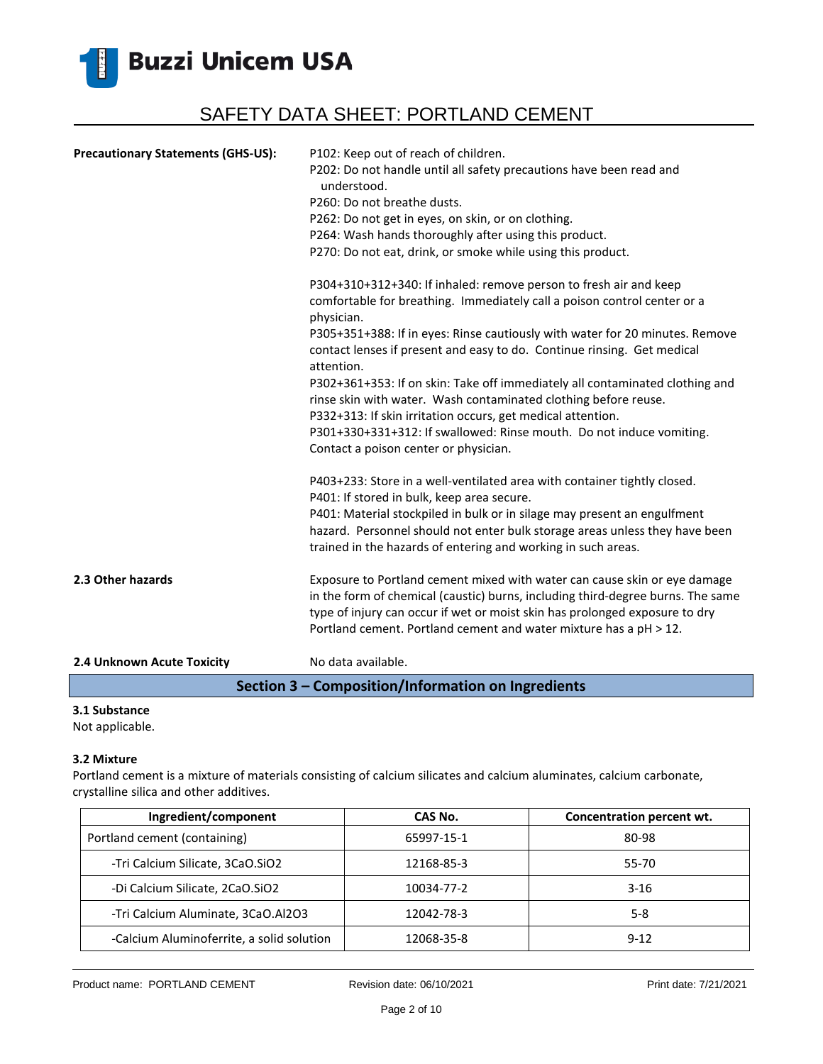**Precautionary Statements (GHS-US):**

P102: Keep out of reach of children.
P202: Do not handle until all safety precautions have been read and understood.
P260: Do not breathe dusts.
P262: Do not get in eyes, on skin, or on clothing.
P264: Wash hands thoroughly after using this product.
P270: Do not eat, drink, or smoke while using this product.

P304+310+312+340: If inhaled: remove person to fresh air and keep comfortable for breathing. Immediately call a poison control center or a physician.
P305+351+388: If in eyes: Rinse cautiously with water for 20 minutes. Remove contact lenses if present and easy to do. Continue rinsing. Get medical attention.
P302+361+353: If on skin: Take off immediately all contaminated clothing and rinse skin with water. Wash contaminated clothing before reuse.
P332+313: If skin irritation occurs, get medical attention.
P301+330+331+312: If swallowed: Rinse mouth. Do not induce vomiting. Contact a poison center or physician.

P403+233: Store in a well-ventilated area with container tightly closed.
P401: If stored in bulk, keep area secure.
P401: Material stockpiled in bulk or in silage may present an engulfment hazard. Personnel should not enter bulk storage areas unless they have been trained in the hazards of entering and working in such areas.

**2.3 Other hazards**

Exposure to Portland cement mixed with water can cause skin or eye damage in the form of chemical (caustic) burns, including third-degree burns. The same type of injury can occur if wet or moist skin has prolonged exposure to dry Portland cement. Portland cement and water mixture has a pH > 12.

**2.4 Unknown Acute Toxicity**

No data available.

## Section 3 – Composition/Information on Ingredients

**3.1 Substance**

Not applicable.

**3.2 Mixture**

Portland cement is a mixture of materials consisting of calcium silicates and calcium aluminates, calcium carbonate, crystalline silica and other additives.

| Ingredient/component | CAS No. | Concentration percent wt. |
|---|---|---|
| Portland cement (containing) | 65997-15-1 | 80-98 |
| -Tri Calcium Silicate, $3CaO.SiO_2$ | 12168-85-3 | 55-70 |
| -Di Calcium Silicate, $2CaO.SiO_2$ | 10034-77-2 | 3-16 |
| -Tri Calcium Aluminate, $3CaO.Al_2O_3$ | 12042-78-3 | 5-8 |
| -Calcium Aluminoferrite, a solid solution | 12068-35-8 | 9-12 |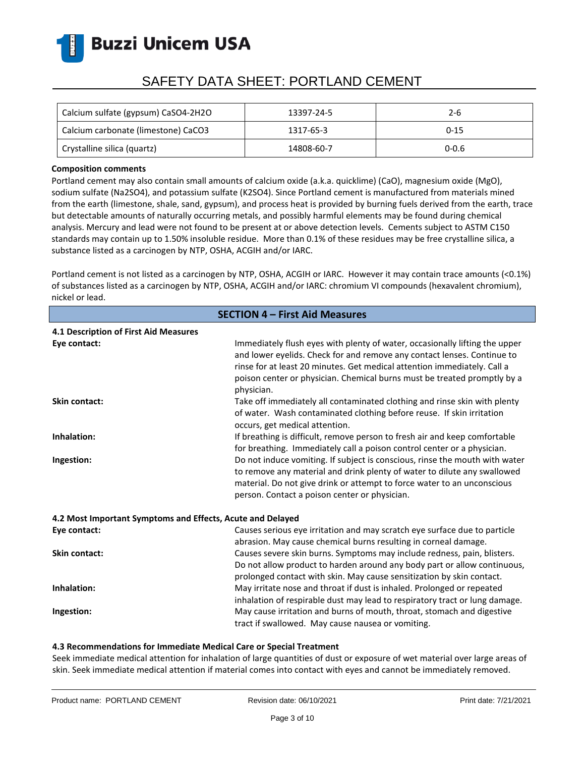| | | |
|---|---|---|
| Calcium sulfate (gypsum) $CaSO_4$-$2H_2O$ | 13397-24-5 | 2-6 |
| Calcium carbonate (limestone) $CaCO_3$ | 1317-65-3 | 0-15 |
| Crystalline silica (quartz) | 14808-60-7 | 0-0.6 |

**Composition comments**

Portland cement may also contain small amounts of calcium oxide (a.k.a. quicklime) ($CaO$), magnesium oxide ($MgO$), sodium sulfate ($Na_2SO_4$), and potassium sulfate ($K_2SO_4$). Since Portland cement is manufactured from materials mined from the earth (limestone, shale, sand, gypsum), and process heat is provided by burning fuels derived from the earth, trace but detectable amounts of naturally occurring metals, and possibly harmful elements may be found during chemical analysis. Mercury and lead were not found to be present at or above detection levels. Cements subject to ASTM C150 standards may contain up to 1.50% insoluble residue. More than 0.1% of these residues may be free crystalline silica, a substance listed as a carcinogen by NTP, OSHA, ACGIH and/or IARC.

Portland cement is not listed as a carcinogen by NTP, OSHA, ACGIH or IARC. However it may contain trace amounts (<0.1%) of substances listed as a carcinogen by NTP, OSHA, ACGIH and/or IARC: chromium VI compounds (hexavalent chromium), nickel or lead.

## SECTION 4 – First Aid Measures

**4.1 Description of First Aid Measures**

**Eye contact:** Immediately flush eyes with plenty of water, occasionally lifting the upper and lower eyelids. Check for and remove any contact lenses. Continue to rinse for at least 20 minutes. Get medical attention immediately. Call a poison center or physician. Chemical burns must be treated promptly by a physician.

**Skin contact:** Take off immediately all contaminated clothing and rinse skin with plenty of water. Wash contaminated clothing before reuse. If skin irritation occurs, get medical attention.

**Inhalation:** If breathing is difficult, remove person to fresh air and keep comfortable for breathing. Immediately call a poison control center or a physician.

**Ingestion:** Do not induce vomiting. If subject is conscious, rinse the mouth with water to remove any material and drink plenty of water to dilute any swallowed material. Do not give drink or attempt to force water to an unconscious person. Contact a poison center or physician.

**4.2 Most Important Symptoms and Effects, Acute and Delayed**

**Eye contact:** Causes serious eye irritation and may scratch eye surface due to particle abrasion. May cause chemical burns resulting in corneal damage.

**Skin contact:** Causes severe skin burns. Symptoms may include redness, pain, blisters. Do not allow product to harden around any body part or allow continuous, prolonged contact with skin. May cause sensitization by skin contact.

**Inhalation:** May irritate nose and throat if dust is inhaled. Prolonged or repeated inhalation of respirable dust may lead to respiratory tract or lung damage.

**Ingestion:** May cause irritation and burns of mouth, throat, stomach and digestive tract if swallowed. May cause nausea or vomiting.

**4.3 Recommendations for Immediate Medical Care or Special Treatment**

Seek immediate medical attention for inhalation of large quantities of dust or exposure of wet material over large areas of skin. Seek immediate medical attention if material comes into contact with eyes and cannot be immediately removed.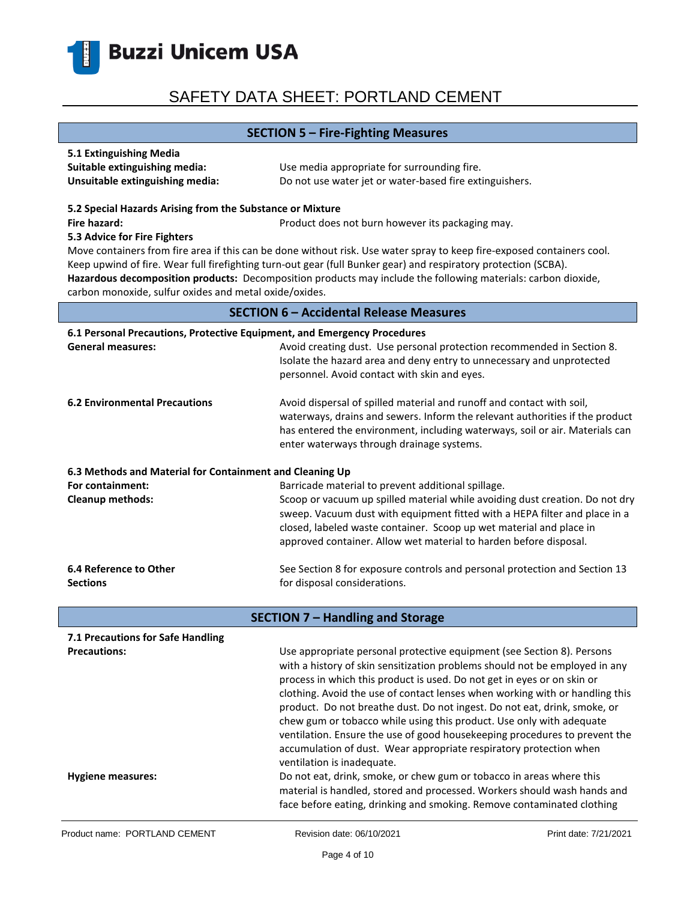## SECTION 5 – Fire-Fighting Measures

**5.1 Extinguishing Media**

**Suitable extinguishing media:** Use media appropriate for surrounding fire.

**Unsuitable extinguishing media:** Do not use water jet or water-based fire extinguishers.

**5.2 Special Hazards Arising from the Substance or Mixture**

**Fire hazard:** Product does not burn however its packaging may.

**5.3 Advice for Fire Fighters**

Move containers from fire area if this can be done without risk. Use water spray to keep fire-exposed containers cool. Keep upwind of fire. Wear full firefighting turn-out gear (full Bunker gear) and respiratory protection (SCBA).

**Hazardous decomposition products:** Decomposition products may include the following materials: carbon dioxide, carbon monoxide, sulfur oxides and metal oxide/oxides.

## SECTION 6 – Accidental Release Measures

**6.1 Personal Precautions, Protective Equipment, and Emergency Procedures**

**General measures:** Avoid creating dust. Use personal protection recommended in Section 8. Isolate the hazard area and deny entry to unnecessary and unprotected personnel. Avoid contact with skin and eyes.

**6.2 Environmental Precautions** Avoid dispersal of spilled material and runoff and contact with soil, waterways, drains and sewers. Inform the relevant authorities if the product has entered the environment, including waterways, soil or air. Materials can enter waterways through drainage systems.

**6.3 Methods and Material for Containment and Cleaning Up**

**For containment:** Barricade material to prevent additional spillage.

**Cleanup methods:** Scoop or vacuum up spilled material while avoiding dust creation. Do not dry sweep. Vacuum dust with equipment fitted with a HEPA filter and place in a closed, labeled waste container. Scoop up wet material and place in approved container. Allow wet material to harden before disposal.

**6.4 Reference to Other Sections** See Section 8 for exposure controls and personal protection and Section 13 for disposal considerations.

## SECTION 7 – Handling and Storage

**7.1 Precautions for Safe Handling**

**Precautions:** Use appropriate personal protective equipment (see Section 8). Persons with a history of skin sensitization problems should not be employed in any process in which this product is used. Do not get in eyes or on skin or clothing. Avoid the use of contact lenses when working with or handling this product. Do not breathe dust. Do not ingest. Do not eat, drink, smoke, or chew gum or tobacco while using this product. Use only with adequate ventilation. Ensure the use of good housekeeping procedures to prevent the accumulation of dust. Wear appropriate respiratory protection when ventilation is inadequate.

**Hygiene measures:** Do not eat, drink, smoke, or chew gum or tobacco in areas where this material is handled, stored and processed. Workers should wash hands and face before eating, drinking and smoking. Remove contaminated clothing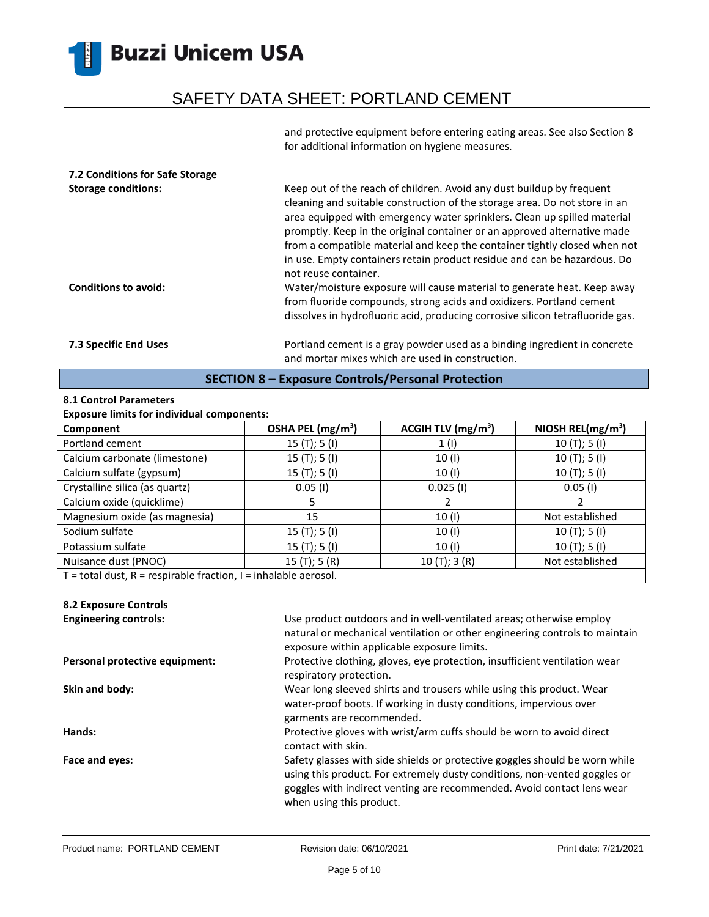and protective equipment before entering eating areas. See also Section 8 for additional information on hygiene measures.

**7.2 Conditions for Safe Storage**

**Storage conditions:** Keep out of the reach of children. Avoid any dust buildup by frequent cleaning and suitable construction of the storage area. Do not store in an area equipped with emergency water sprinklers. Clean up spilled material promptly. Keep in the original container or an approved alternative made from a compatible material and keep the container tightly closed when not in use. Empty containers retain product residue and can be hazardous. Do not reuse container.

**Conditions to avoid:** Water/moisture exposure will cause material to generate heat. Keep away from fluoride compounds, strong acids and oxidizers. Portland cement dissolves in hydrofluoric acid, producing corrosive silicon tetrafluoride gas.

**7.3 Specific End Uses** Portland cement is a gray powder used as a binding ingredient in concrete and mortar mixes which are used in construction.

## SECTION 8 – Exposure Controls/Personal Protection

**8.1 Control Parameters**

**Exposure limits for individual components:**

| Component | OSHA PEL (mg/m$^3$) | ACGIH TLV (mg/m$^3$) | NIOSH REL(mg/m$^3$) |
|---|---|---|---|
| Portland cement | 15 (T); 5 (I) | 1 (I) | 10 (T); 5 (I) |
| Calcium carbonate (limestone) | 15 (T); 5 (I) | 10 (I) | 10 (T); 5 (I) |
| Calcium sulfate (gypsum) | 15 (T); 5 (I) | 10 (I) | 10 (T); 5 (I) |
| Crystalline silica (as quartz) | 0.05 (I) | 0.025 (I) | 0.05 (I) |
| Calcium oxide (quicklime) | 5 | 2 | 2 |
| Magnesium oxide (as magnesia) | 15 | 10 (I) | Not established |
| Sodium sulfate | 15 (T); 5 (I) | 10 (I) | 10 (T); 5 (I) |
| Potassium sulfate | 15 (T); 5 (I) | 10 (I) | 10 (T); 5 (I) |
| Nuisance dust (PNOC) | 15 (T); 5 (R) | 10 (T); 3 (R) | Not established |
| T = total dust, R = respirable fraction, I = inhalable aerosol. | | | |

**8.2 Exposure Controls**

**Engineering controls:** Use product outdoors and in well-ventilated areas; otherwise employ natural or mechanical ventilation or other engineering controls to maintain exposure within applicable exposure limits.

**Personal protective equipment:** Protective clothing, gloves, eye protection, insufficient ventilation wear respiratory protection.

**Skin and body:** Wear long sleeved shirts and trousers while using this product. Wear water-proof boots. If working in dusty conditions, impervious over garments are recommended.

**Hands:** Protective gloves with wrist/arm cuffs should be worn to avoid direct contact with skin.

**Face and eyes:** Safety glasses with side shields or protective goggles should be worn while using this product. For extremely dusty conditions, non-vented goggles or goggles with indirect venting are recommended. Avoid contact lens wear when using this product.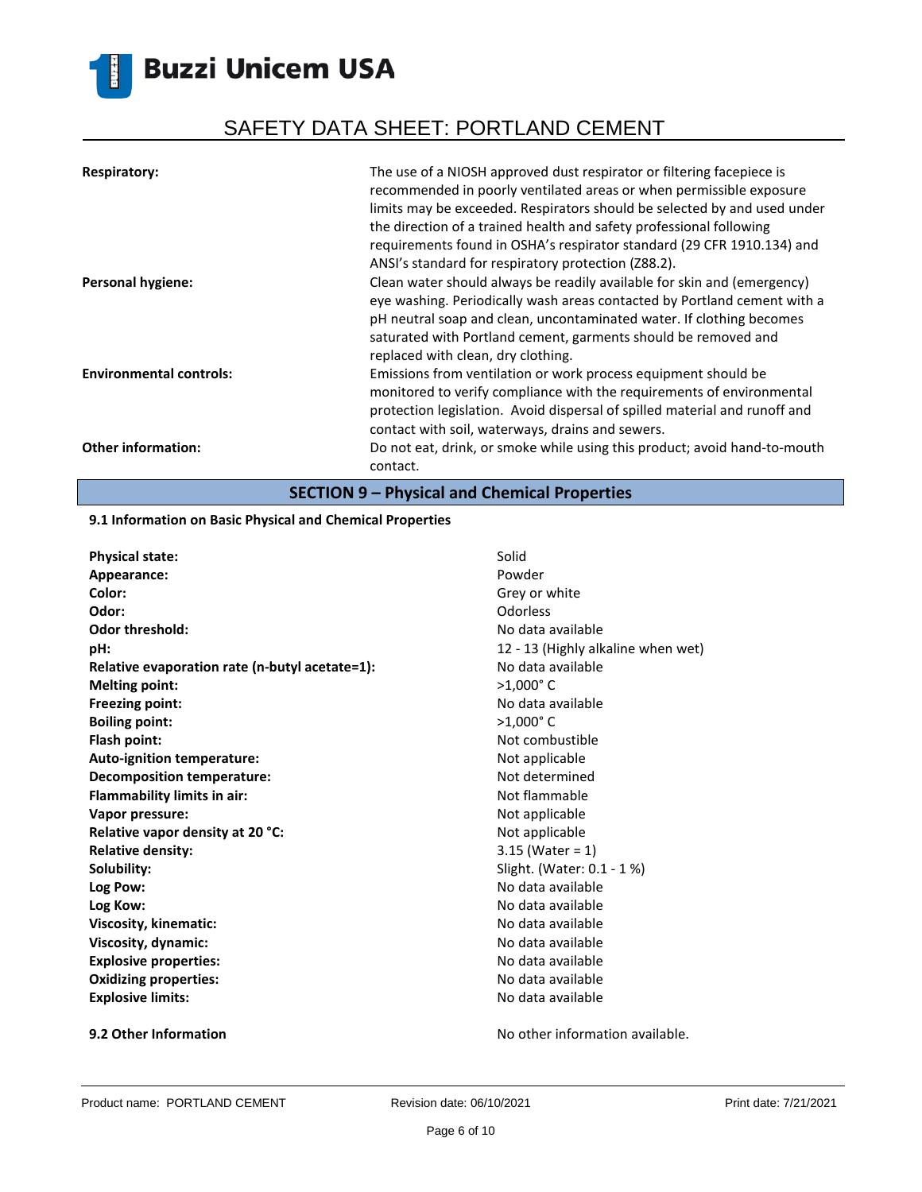| | |
|---|---|
| **Respiratory:** | The use of a NIOSH approved dust respirator or filtering facepiece is recommended in poorly ventilated areas or when permissible exposure limits may be exceeded. Respirators should be selected by and used under the direction of a trained health and safety professional following requirements found in OSHA's respirator standard (29 CFR 1910.134) and ANSI's standard for respiratory protection (Z88.2). |
| **Personal hygiene:** | Clean water should always be readily available for skin and (emergency) eye washing. Periodically wash areas contacted by Portland cement with a pH neutral soap and clean, uncontaminated water. If clothing becomes saturated with Portland cement, garments should be removed and replaced with clean, dry clothing. |
| **Environmental controls:** | Emissions from ventilation or work process equipment should be monitored to verify compliance with the requirements of environmental protection legislation. Avoid dispersal of spilled material and runoff and contact with soil, waterways, drains and sewers. |
| **Other information:** | Do not eat, drink, or smoke while using this product; avoid hand-to-mouth contact. |

## SECTION 9 – Physical and Chemical Properties

### 9.1 Information on Basic Physical and Chemical Properties

| | |
|---|---|
| **Physical state:** | Solid |
| **Appearance:** | Powder |
| **Color:** | Grey or white |
| **Odor:** | Odorless |
| **Odor threshold:** | No data available |
| **pH:** | 12 - 13 (Highly alkaline when wet) |
| **Relative evaporation rate (n-butyl acetate=1):** | No data available |
| **Melting point:** | >1,000° C |
| **Freezing point:** | No data available |
| **Boiling point:** | >1,000° C |
| **Flash point:** | Not combustible |
| **Auto-ignition temperature:** | Not applicable |
| **Decomposition temperature:** | Not determined |
| **Flammability limits in air:** | Not flammable |
| **Vapor pressure:** | Not applicable |
| **Relative vapor density at 20 °C:** | Not applicable |
| **Relative density:** | 3.15 (Water = 1) |
| **Solubility:** | Slight. (Water: 0.1 - 1 %) |
| **Log Pow:** | No data available |
| **Log Kow:** | No data available |
| **Viscosity, kinematic:** | No data available |
| **Viscosity, dynamic:** | No data available |
| **Explosive properties:** | No data available |
| **Oxidizing properties:** | No data available |
| **Explosive limits:** | No data available |

**9.2 Other Information** — No other information available.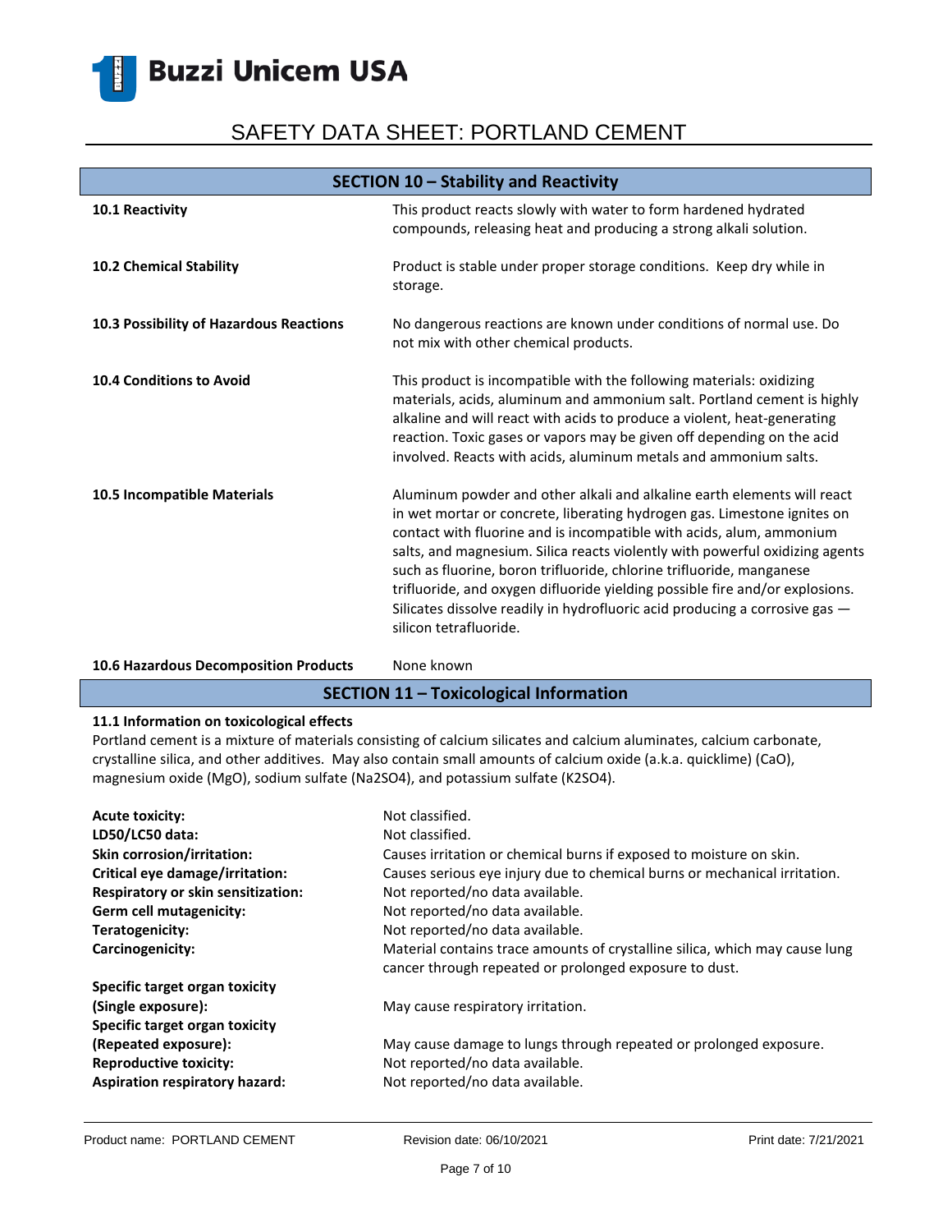## SECTION 10 – Stability and Reactivity

| | |
|---|---|
| **10.1 Reactivity** | This product reacts slowly with water to form hardened hydrated compounds, releasing heat and producing a strong alkali solution. |
| **10.2 Chemical Stability** | Product is stable under proper storage conditions. Keep dry while in storage. |
| **10.3 Possibility of Hazardous Reactions** | No dangerous reactions are known under conditions of normal use. Do not mix with other chemical products. |
| **10.4 Conditions to Avoid** | This product is incompatible with the following materials: oxidizing materials, acids, aluminum and ammonium salt. Portland cement is highly alkaline and will react with acids to produce a violent, heat-generating reaction. Toxic gases or vapors may be given off depending on the acid involved. Reacts with acids, aluminum metals and ammonium salts. |
| **10.5 Incompatible Materials** | Aluminum powder and other alkali and alkaline earth elements will react in wet mortar or concrete, liberating hydrogen gas. Limestone ignites on contact with fluorine and is incompatible with acids, alum, ammonium salts, and magnesium. Silica reacts violently with powerful oxidizing agents such as fluorine, boron trifluoride, chlorine trifluoride, manganese trifluoride, and oxygen difluoride yielding possible fire and/or explosions. Silicates dissolve readily in hydrofluoric acid producing a corrosive gas — silicon tetrafluoride. |
| **10.6 Hazardous Decomposition Products** | None known |

## SECTION 11 – Toxicological Information

**11.1 Information on toxicological effects**

Portland cement is a mixture of materials consisting of calcium silicates and calcium aluminates, calcium carbonate, crystalline silica, and other additives. May also contain small amounts of calcium oxide (a.k.a. quicklime) ($CaO$), magnesium oxide ($MgO$), sodium sulfate ($Na_2SO_4$), and potassium sulfate ($K_2SO_4$).

| | |
|---|---|
| **Acute toxicity:** | Not classified. |
| **LD50/LC50 data:** | Not classified. |
| **Skin corrosion/irritation:** | Causes irritation or chemical burns if exposed to moisture on skin. |
| **Critical eye damage/irritation:** | Causes serious eye injury due to chemical burns or mechanical irritation. |
| **Respiratory or skin sensitization:** | Not reported/no data available. |
| **Germ cell mutagenicity:** | Not reported/no data available. |
| **Teratogenicity:** | Not reported/no data available. |
| **Carcinogenicity:** | Material contains trace amounts of crystalline silica, which may cause lung cancer through repeated or prolonged exposure to dust. |
| **Specific target organ toxicity (Single exposure):** | May cause respiratory irritation. |
| **Specific target organ toxicity (Repeated exposure):** | May cause damage to lungs through repeated or prolonged exposure. |
| **Reproductive toxicity:** | Not reported/no data available. |
| **Aspiration respiratory hazard:** | Not reported/no data available. |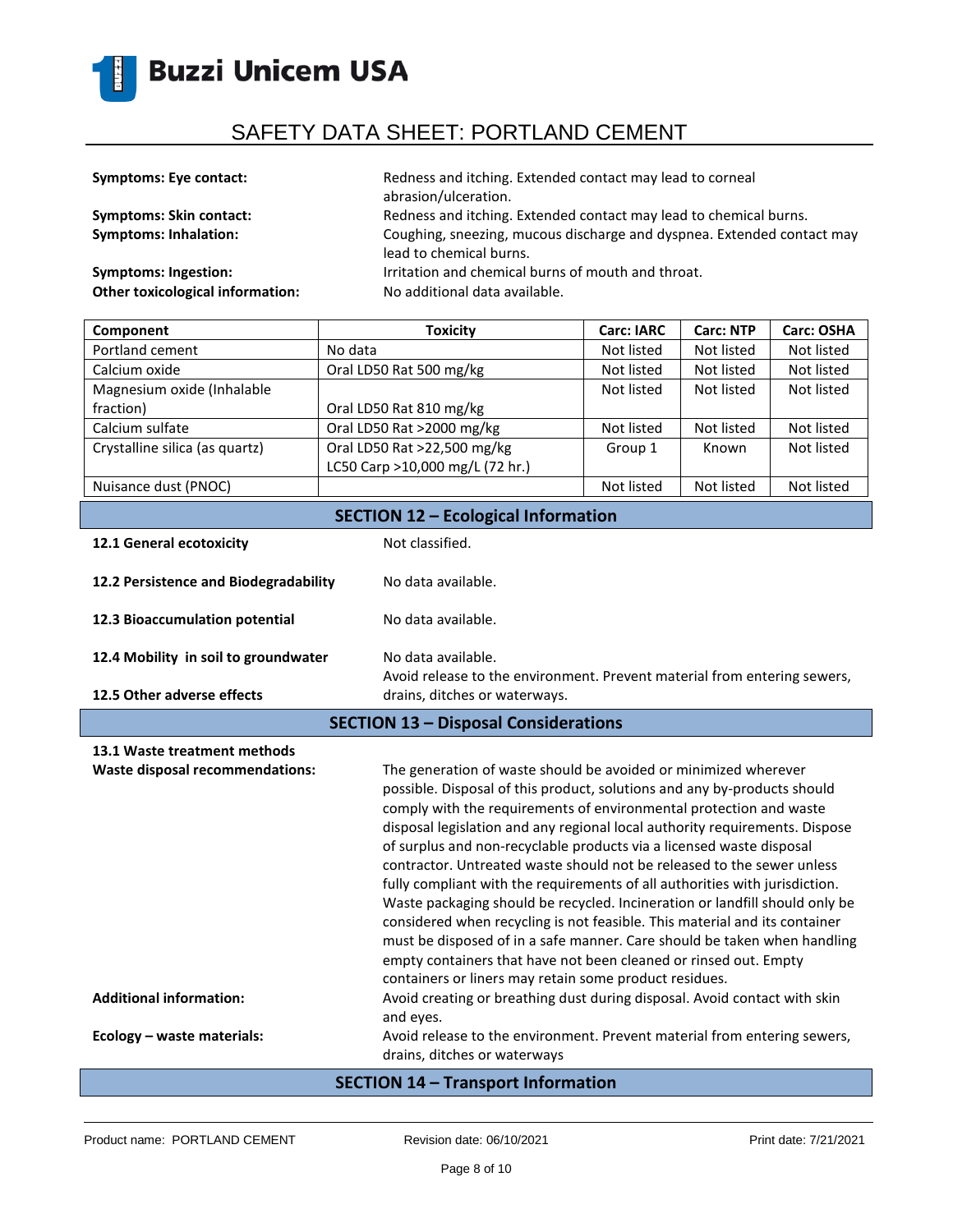**Symptoms: Eye contact:** Redness and itching. Extended contact may lead to corneal abrasion/ulceration.

**Symptoms: Skin contact:** Redness and itching. Extended contact may lead to chemical burns.

**Symptoms: Inhalation:** Coughing, sneezing, mucous discharge and dyspnea. Extended contact may lead to chemical burns.

**Symptoms: Ingestion:** Irritation and chemical burns of mouth and throat.

**Other toxicological information:** No additional data available.

| Component | Toxicity | Carc: IARC | Carc: NTP | Carc: OSHA |
|---|---|---|---|---|
| Portland cement | No data | Not listed | Not listed | Not listed |
| Calcium oxide | Oral LD50 Rat 500 mg/kg | Not listed | Not listed | Not listed |
| Magnesium oxide (Inhalable fraction) | Oral LD50 Rat 810 mg/kg | Not listed | Not listed | Not listed |
| Calcium sulfate | Oral LD50 Rat >2000 mg/kg | Not listed | Not listed | Not listed |
| Crystalline silica (as quartz) | Oral LD50 Rat >22,500 mg/kg<br>LC50 Carp >10,000 mg/L (72 hr.) | Group 1 | Known | Not listed |
| Nuisance dust (PNOC) | | Not listed | Not listed | Not listed |

## SECTION 12 – Ecological Information

**12.1 General ecotoxicity** Not classified.

**12.2 Persistence and Biodegradability** No data available.

**12.3 Bioaccumulation potential** No data available.

**12.4 Mobility in soil to groundwater** No data available.

**12.5 Other adverse effects** Avoid release to the environment. Prevent material from entering sewers, drains, ditches or waterways.

## SECTION 13 – Disposal Considerations

**13.1 Waste treatment methods**

**Waste disposal recommendations:** The generation of waste should be avoided or minimized wherever possible. Disposal of this product, solutions and any by-products should comply with the requirements of environmental protection and waste disposal legislation and any regional local authority requirements. Dispose of surplus and non-recyclable products via a licensed waste disposal contractor. Untreated waste should not be released to the sewer unless fully compliant with the requirements of all authorities with jurisdiction. Waste packaging should be recycled. Incineration or landfill should only be considered when recycling is not feasible. This material and its container must be disposed of in a safe manner. Care should be taken when handling empty containers that have not been cleaned or rinsed out. Empty containers or liners may retain some product residues.

**Additional information:** Avoid creating or breathing dust during disposal. Avoid contact with skin and eyes.

**Ecology – waste materials:** Avoid release to the environment. Prevent material from entering sewers, drains, ditches or waterways

## SECTION 14 – Transport Information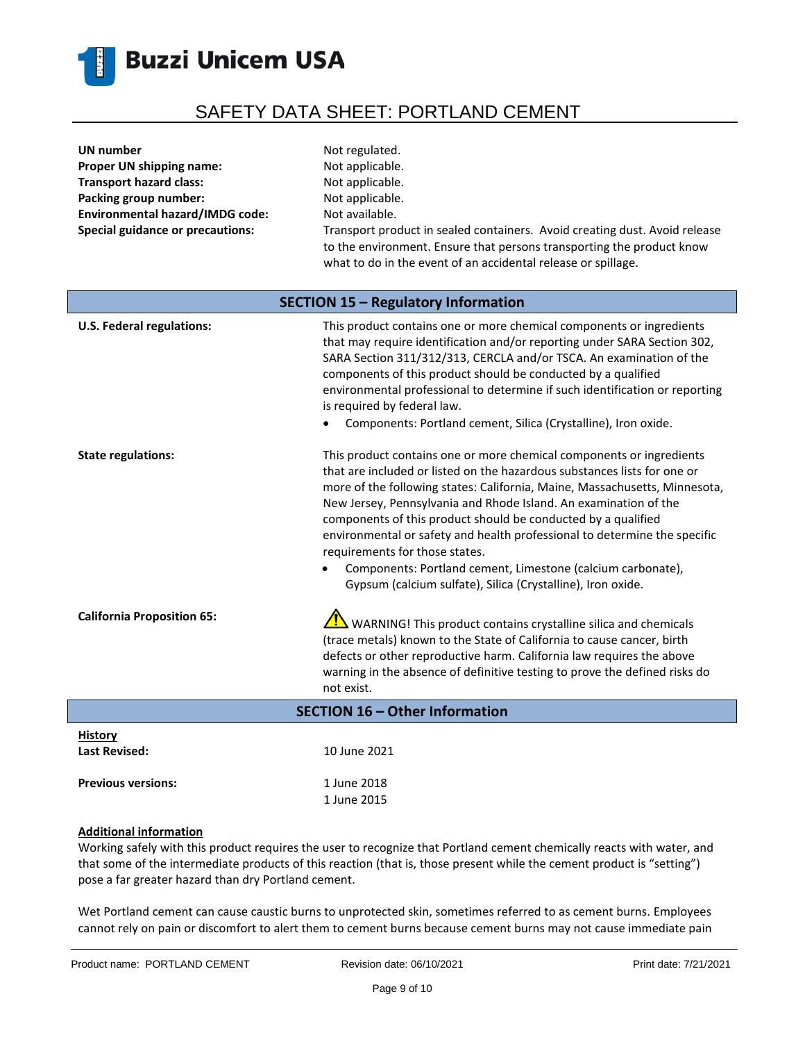| | |
|---|---|
| **UN number** | Not regulated. |
| **Proper UN shipping name:** | Not applicable. |
| **Transport hazard class:** | Not applicable. |
| **Packing group number:** | Not applicable. |
| **Environmental hazard/IMDG code:** | Not available. |
| **Special guidance or precautions:** | Transport product in sealed containers. Avoid creating dust. Avoid release to the environment. Ensure that persons transporting the product know what to do in the event of an accidental release or spillage. |

## SECTION 15 – Regulatory Information

**U.S. Federal regulations:**

This product contains one or more chemical components or ingredients that may require identification and/or reporting under SARA Section 302, SARA Section 311/312/313, CERCLA and/or TSCA. An examination of the components of this product should be conducted by a qualified environmental professional to determine if such identification or reporting is required by federal law.

- Components: Portland cement, Silica (Crystalline), Iron oxide.

**State regulations:**

This product contains one or more chemical components or ingredients that are included or listed on the hazardous substances lists for one or more of the following states: California, Maine, Massachusetts, Minnesota, New Jersey, Pennsylvania and Rhode Island. An examination of the components of this product should be conducted by a qualified environmental or safety and health professional to determine the specific requirements for those states.

- Components: Portland cement, Limestone (calcium carbonate), Gypsum (calcium sulfate), Silica (Crystalline), Iron oxide.

**California Proposition 65:**

⚠ WARNING! This product contains crystalline silica and chemicals (trace metals) known to the State of California to cause cancer, birth defects or other reproductive harm. California law requires the above warning in the absence of definitive testing to prove the defined risks do not exist.

## SECTION 16 – Other Information

**History**

| | |
|---|---|
| **Last Revised:** | 10 June 2021 |
| **Previous versions:** | 1 June 2018<br>1 June 2015 |

**Additional information**

Working safely with this product requires the user to recognize that Portland cement chemically reacts with water, and that some of the intermediate products of this reaction (that is, those present while the cement product is "setting") pose a far greater hazard than dry Portland cement.

Wet Portland cement can cause caustic burns to unprotected skin, sometimes referred to as cement burns. Employees cannot rely on pain or discomfort to alert them to cement burns because cement burns may not cause immediate pain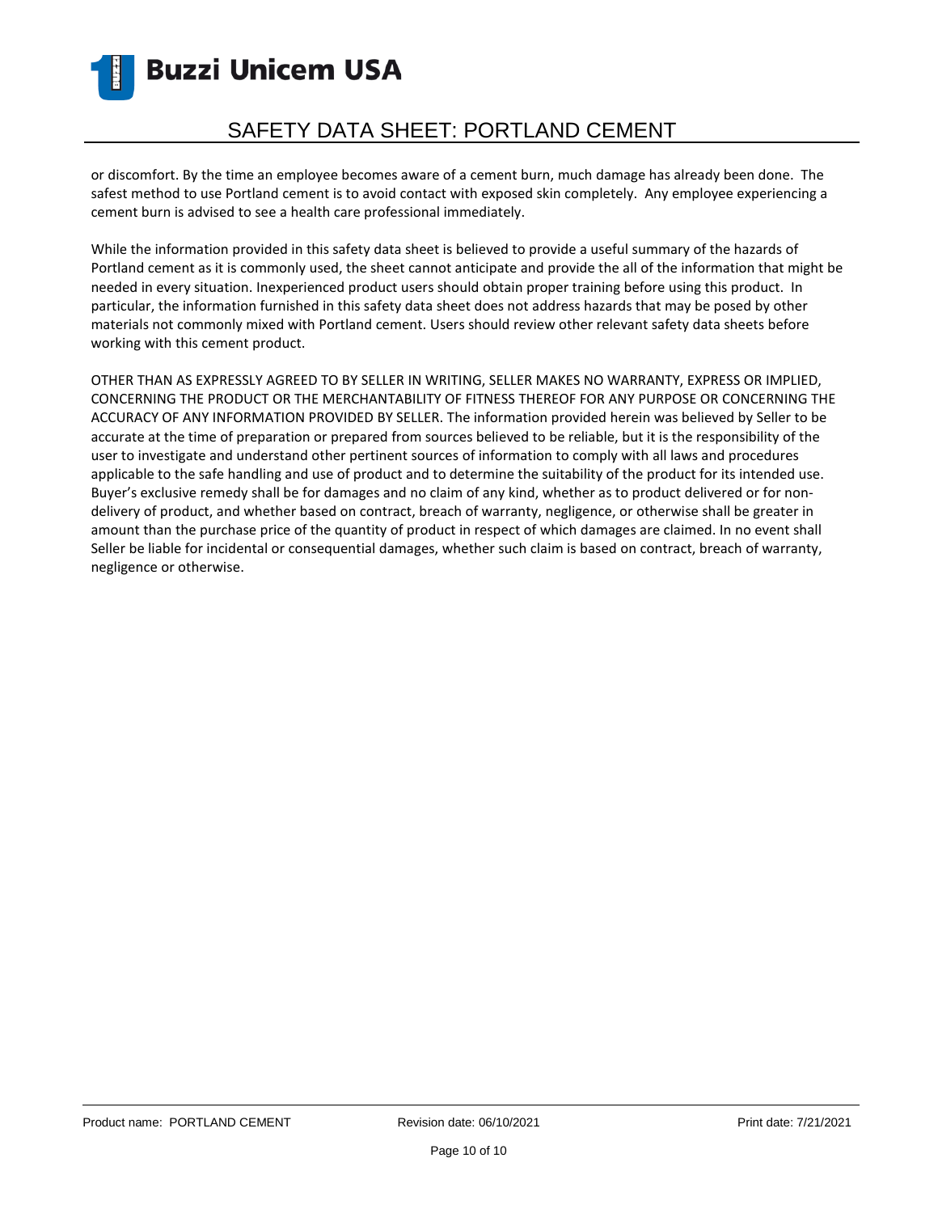or discomfort. By the time an employee becomes aware of a cement burn, much damage has already been done. The safest method to use Portland cement is to avoid contact with exposed skin completely. Any employee experiencing a cement burn is advised to see a health care professional immediately.

While the information provided in this safety data sheet is believed to provide a useful summary of the hazards of Portland cement as it is commonly used, the sheet cannot anticipate and provide the all of the information that might be needed in every situation. Inexperienced product users should obtain proper training before using this product. In particular, the information furnished in this safety data sheet does not address hazards that may be posed by other materials not commonly mixed with Portland cement. Users should review other relevant safety data sheets before working with this cement product.

OTHER THAN AS EXPRESSLY AGREED TO BY SELLER IN WRITING, SELLER MAKES NO WARRANTY, EXPRESS OR IMPLIED, CONCERNING THE PRODUCT OR THE MERCHANTABILITY OF FITNESS THEREOF FOR ANY PURPOSE OR CONCERNING THE ACCURACY OF ANY INFORMATION PROVIDED BY SELLER. The information provided herein was believed by Seller to be accurate at the time of preparation or prepared from sources believed to be reliable, but it is the responsibility of the user to investigate and understand other pertinent sources of information to comply with all laws and procedures applicable to the safe handling and use of product and to determine the suitability of the product for its intended use. Buyer's exclusive remedy shall be for damages and no claim of any kind, whether as to product delivered or for non-delivery of product, and whether based on contract, breach of warranty, negligence, or otherwise shall be greater in amount than the purchase price of the quantity of product in respect of which damages are claimed. In no event shall Seller be liable for incidental or consequential damages, whether such claim is based on contract, breach of warranty, negligence or otherwise.